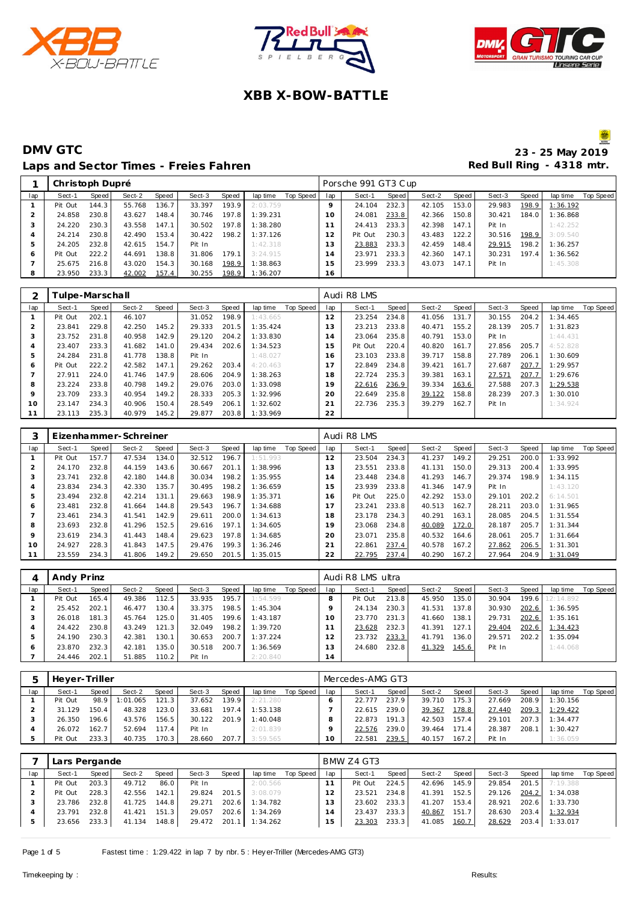# XBB X-BOW-BATTLE

## DMV GTC

**23 - 25 May 2019**

### Laps and Sector Times - Freies Fahren

**Red Bull Ring - 4318 mtr.**

| 1 | Christoph Dupré | | | | | | | | Porsche 991 GT3 Cup | | | | | | | | |
|---|---|---|---|---|---|---|---|---|---|---|---|---|---|---|---|---|---|
| lap | Sect-1 | Speed | Sect-2 | Speed | Sect-3 | Speed | lap time | Top Speed | lap | Sect-1 | Speed | Sect-2 | Speed | Sect-3 | Speed | lap time | Top Speed |
| 1 | Pit Out | 144.3 | 55.768 | 136.7 | 33.397 | 193.9 | 2:03.759 | | 9 | 24.104 | 232.3 | 42.105 | 153.0 | 29.983 | 198.9 | 1:36.192 | |
| 2 | 24.858 | 230.8 | 43.627 | 148.4 | 30.746 | 197.8 | 1:39.231 | | 10 | 24.081 | 233.8 | 42.366 | 150.8 | 30.421 | 184.0 | 1:36.868 | |
| 3 | 24.220 | 230.3 | 43.558 | 147.1 | 30.502 | 197.8 | 1:38.280 | | 11 | 24.413 | 233.3 | 42.398 | 147.1 | Pit In | | 1:42.252 | |
| 4 | 24.214 | 230.8 | 42.490 | 153.4 | 30.422 | 198.2 | 1:37.126 | | 12 | Pit Out | 230.3 | 43.483 | 122.2 | 30.516 | 198.9 | 3:09.540 | |
| 5 | 24.205 | 232.8 | 42.615 | 154.7 | Pit In | | 1:42.318 | | 13 | 23.883 | 233.3 | 42.459 | 148.4 | 29.915 | 198.2 | 1:36.257 | |
| 6 | Pit Out | 222.2 | 44.691 | 138.8 | 31.806 | 179.1 | 3:24.915 | | 14 | 23.971 | 233.3 | 42.360 | 147.1 | 30.231 | 197.4 | 1:36.562 | |
| 7 | 25.675 | 216.8 | 43.020 | 154.3 | 30.168 | 198.9 | 1:38.863 | | 15 | 23.999 | 233.3 | 43.073 | 147.1 | Pit In | | 1:45.308 | |
| 8 | 23.950 | 233.3 | 42.002 | 157.4 | 30.255 | 198.9 | 1:36.207 | | 16 | | | | | | | | |

| 2 | Tulpe-Marschall | | | | | | | | Audi R8 LMS | | | | | | | | |
|---|---|---|---|---|---|---|---|---|---|---|---|---|---|---|---|---|---|
| lap | Sect-1 | Speed | Sect-2 | Speed | Sect-3 | Speed | lap time | Top Speed | lap | Sect-1 | Speed | Sect-2 | Speed | Sect-3 | Speed | lap time | Top Speed |
| 1 | Pit Out | 202.1 | 46.107 | | 31.052 | 198.9 | 1:43.665 | | 12 | 23.254 | 234.8 | 41.056 | 131.7 | 30.155 | 204.2 | 1:34.465 | |
| 2 | 23.841 | 229.8 | 42.250 | 145.2 | 29.333 | 201.5 | 1:35.424 | | 13 | 23.213 | 233.8 | 40.471 | 155.2 | 28.139 | 205.7 | 1:31.823 | |
| 3 | 23.752 | 231.8 | 40.958 | 142.9 | 29.120 | 204.2 | 1:33.830 | | 14 | 23.064 | 235.8 | 40.791 | 153.0 | Pit In | | 1:44.431 | |
| 4 | 23.407 | 233.3 | 41.682 | 141.0 | 29.434 | 202.6 | 1:34.523 | | 15 | Pit Out | 220.4 | 40.820 | 161.7 | 27.856 | 205.7 | 4:52.828 | |
| 5 | 24.284 | 231.8 | 41.778 | 138.8 | Pit In | | 1:48.027 | | 16 | 23.103 | 233.8 | 39.717 | 158.8 | 27.789 | 206.1 | 1:30.609 | |
| 6 | Pit Out | 222.2 | 42.582 | 147.1 | 29.262 | 203.4 | 4:20.463 | | 17 | 22.849 | 234.8 | 39.421 | 161.7 | 27.687 | 207.7 | 1:29.957 | |
| 7 | 27.911 | 224.0 | 41.746 | 147.9 | 28.606 | 204.9 | 1:38.263 | | 18 | 22.724 | 235.3 | 39.381 | 163.1 | 27.571 | 207.7 | 1:29.676 | |
| 8 | 23.224 | 233.8 | 40.798 | 149.2 | 29.076 | 203.0 | 1:33.098 | | 19 | 22.616 | 236.9 | 39.334 | 163.6 | 27.588 | 207.3 | 1:29.538 | |
| 9 | 23.709 | 233.3 | 40.954 | 149.2 | 28.333 | 205.3 | 1:32.996 | | 20 | 22.649 | 235.8 | 39.122 | 158.8 | 28.239 | 207.3 | 1:30.010 | |
| 10 | 23.147 | 234.3 | 40.906 | 150.4 | 28.549 | 206.1 | 1:32.602 | | 21 | 22.736 | 235.3 | 39.279 | 162.7 | Pit In | | 1:34.924 | |
| 11 | 23.113 | 235.3 | 40.979 | 145.2 | 29.877 | 203.8 | 1:33.969 | | 22 | | | | | | | | |

| 3 | Eizenhammer-Schreiner | | | | | | | | Audi R8 LMS | | | | | | | | |
|---|---|---|---|---|---|---|---|---|---|---|---|---|---|---|---|---|---|
| lap | Sect-1 | Speed | Sect-2 | Speed | Sect-3 | Speed | lap time | Top Speed | lap | Sect-1 | Speed | Sect-2 | Speed | Sect-3 | Speed | lap time | Top Speed |
| 1 | Pit Out | 157.7 | 47.534 | 134.0 | 32.512 | 196.7 | 1:51.993 | | 12 | 23.504 | 234.3 | 41.237 | 149.2 | 29.251 | 200.0 | 1:33.992 | |
| 2 | 24.170 | 232.8 | 44.159 | 143.6 | 30.667 | 201.1 | 1:38.996 | | 13 | 23.551 | 233.8 | 41.131 | 150.0 | 29.313 | 200.4 | 1:33.995 | |
| 3 | 23.741 | 232.8 | 42.180 | 144.8 | 30.034 | 198.2 | 1:35.955 | | 14 | 23.448 | 234.8 | 41.293 | 146.7 | 29.374 | 198.9 | 1:34.115 | |
| 4 | 23.834 | 234.3 | 42.330 | 135.7 | 30.495 | 198.2 | 1:36.659 | | 15 | 23.939 | 233.8 | 41.346 | 147.9 | Pit In | | 1:43.120 | |
| 5 | 23.494 | 232.8 | 42.214 | 131.1 | 29.663 | 198.9 | 1:35.371 | | 16 | Pit Out | 225.0 | 42.292 | 153.0 | 29.101 | 202.2 | 6:14.501 | |
| 6 | 23.481 | 232.8 | 41.664 | 144.8 | 29.543 | 196.7 | 1:34.688 | | 17 | 23.241 | 233.8 | 40.513 | 162.7 | 28.211 | 203.0 | 1:31.965 | |
| 7 | 23.461 | 234.3 | 41.541 | 142.9 | 29.611 | 200.0 | 1:34.613 | | 18 | 23.178 | 234.3 | 40.291 | 163.1 | 28.085 | 204.5 | 1:31.554 | |
| 8 | 23.693 | 232.8 | 41.296 | 152.5 | 29.616 | 197.1 | 1:34.605 | | 19 | 23.068 | 234.8 | 40.089 | 172.0 | 28.187 | 205.7 | 1:31.344 | |
| 9 | 23.619 | 234.3 | 41.443 | 148.4 | 29.623 | 197.8 | 1:34.685 | | 20 | 23.071 | 235.8 | 40.532 | 164.6 | 28.061 | 205.7 | 1:31.664 | |
| 10 | 24.927 | 228.3 | 41.843 | 147.5 | 29.476 | 199.3 | 1:36.246 | | 21 | 22.861 | 237.4 | 40.578 | 167.2 | 27.862 | 206.5 | 1:31.301 | |
| 11 | 23.559 | 234.3 | 41.806 | 149.2 | 29.650 | 201.5 | 1:35.015 | | 22 | 22.795 | 237.4 | 40.290 | 167.2 | 27.964 | 204.9 | 1:31.049 | |

| 4 | Andy Prinz | | | | | | | | Audi R8 LMS ultra | | | | | | | | |
|---|---|---|---|---|---|---|---|---|---|---|---|---|---|---|---|---|---|
| lap | Sect-1 | Speed | Sect-2 | Speed | Sect-3 | Speed | lap time | Top Speed | lap | Sect-1 | Speed | Sect-2 | Speed | Sect-3 | Speed | lap time | Top Speed |
| 1 | Pit Out | 165.4 | 49.386 | 112.5 | 33.935 | 195.7 | 1:54.599 | | 8 | Pit Out | 213.8 | 45.950 | 135.0 | 30.904 | 199.6 | 12:14.892 | |
| 2 | 25.452 | 202.1 | 46.477 | 130.4 | 33.375 | 198.5 | 1:45.304 | | 9 | 24.134 | 230.3 | 41.531 | 137.8 | 30.930 | 202.6 | 1:36.595 | |
| 3 | 26.018 | 181.3 | 45.764 | 125.0 | 31.405 | 199.6 | 1:43.187 | | 10 | 23.770 | 231.3 | 41.660 | 138.1 | 29.731 | 202.6 | 1:35.161 | |
| 4 | 24.422 | 230.8 | 43.249 | 121.3 | 32.049 | 198.2 | 1:39.720 | | 11 | 23.628 | 232.3 | 41.391 | 127.1 | 29.404 | 202.6 | 1:34.423 | |
| 5 | 24.190 | 230.3 | 42.381 | 130.1 | 30.653 | 200.7 | 1:37.224 | | 12 | 23.732 | 233.3 | 41.791 | 136.0 | 29.571 | 202.2 | 1:35.094 | |
| 6 | 23.870 | 232.3 | 42.181 | 135.0 | 30.518 | 200.7 | 1:36.569 | | 13 | 24.680 | 232.8 | 41.329 | 145.6 | Pit In | | 1:44.068 | |
| 7 | 24.446 | 202.1 | 51.885 | 110.2 | Pit In | | 2:20.840 | | 14 | | | | | | | | |

| 5 | Heyer-Triller | | | | | | | | Mercedes-AMG GT3 | | | | | | | | |
|---|---|---|---|---|---|---|---|---|---|---|---|---|---|---|---|---|---|
| lap | Sect-1 | Speed | Sect-2 | Speed | Sect-3 | Speed | lap time | Top Speed | lap | Sect-1 | Speed | Sect-2 | Speed | Sect-3 | Speed | lap time | Top Speed |
| 1 | Pit Out | 98.9 | 1:01.065 | 121.3 | 37.652 | 139.9 | 2:21.280 | | 6 | 22.777 | 237.9 | 39.710 | 175.3 | 27.669 | 208.9 | 1:30.156 | |
| 2 | 31.129 | 150.4 | 48.328 | 123.0 | 33.681 | 197.4 | 1:53.138 | | 7 | 22.615 | 239.0 | 39.367 | 178.8 | 27.440 | 209.3 | 1:29.422 | |
| 3 | 26.350 | 196.6 | 43.576 | 156.5 | 30.122 | 201.9 | 1:40.048 | | 8 | 22.873 | 191.3 | 42.503 | 157.4 | 29.101 | 207.3 | 1:34.477 | |
| 4 | 26.072 | 162.7 | 52.694 | 117.4 | Pit In | | 2:01.839 | | 9 | 22.576 | 239.0 | 39.464 | 171.4 | 28.387 | 208.1 | 1:30.427 | |
| 5 | Pit Out | 233.3 | 40.735 | 170.3 | 28.660 | 207.7 | 3:59.565 | | 10 | 22.581 | 239.5 | 40.157 | 167.2 | Pit In | | 1:36.059 | |

| 7 | Lars Pergande | | | | | | | | BMW Z4 GT3 | | | | | | | | |
|---|---|---|---|---|---|---|---|---|---|---|---|---|---|---|---|---|---|
| lap | Sect-1 | Speed | Sect-2 | Speed | Sect-3 | Speed | lap time | Top Speed | lap | Sect-1 | Speed | Sect-2 | Speed | Sect-3 | Speed | lap time | Top Speed |
| 1 | Pit Out | 203.3 | 49.712 | 86.0 | Pit In | | 2:00.566 | | 11 | Pit Out | 224.5 | 42.696 | 145.9 | 29.854 | 201.5 | 7:19.388 | |
| 2 | Pit Out | 228.3 | 42.556 | 142.1 | 29.824 | 201.5 | 3:08.079 | | 12 | 23.521 | 234.8 | 41.391 | 152.5 | 29.126 | 204.2 | 1:34.038 | |
| 3 | 23.786 | 232.8 | 41.725 | 144.8 | 29.271 | 202.6 | 1:34.782 | | 13 | 23.602 | 233.3 | 41.207 | 153.4 | 28.921 | 202.6 | 1:33.730 | |
| 4 | 23.791 | 232.8 | 41.421 | 151.3 | 29.057 | 202.6 | 1:34.269 | | 14 | 23.437 | 233.3 | 40.867 | 151.7 | 28.630 | 203.4 | 1:32.934 | |
| 5 | 23.656 | 233.3 | 41.134 | 148.8 | 29.472 | 201.1 | 1:34.262 | | 15 | 23.303 | 233.3 | 41.085 | 160.7 | 28.629 | 203.4 | 1:33.017 | |

Fastest time : 1:29.422 in lap 7 by nbr. 5 : Heyer-Triller (Mercedes-AMG GT3)

Timekeeping by : Results: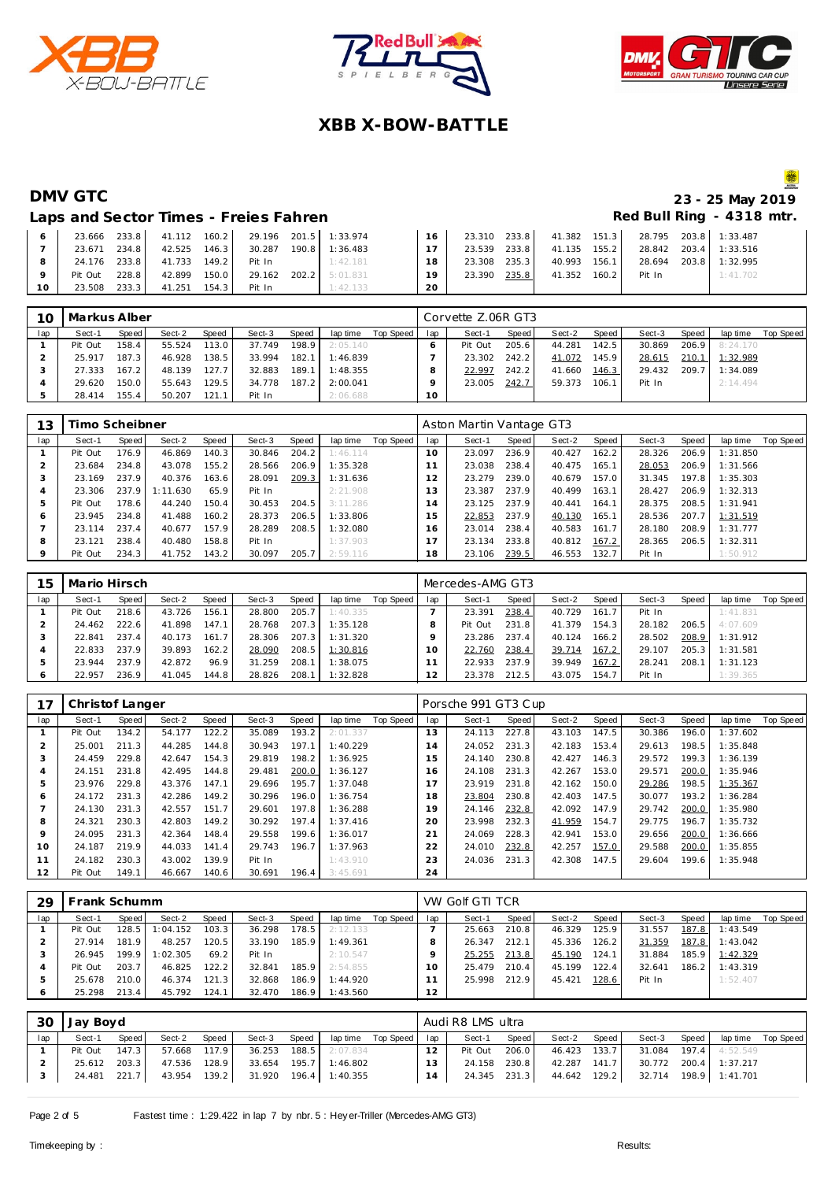# XBB X-BOW-BATTLE

## DMV GTC

**23 - 25 May 2019**

### Laps and Sector Times - Freies Fahren

**Red Bull Ring - 4318 mtr.**

| lap | Sect-1 | Speed | Sect-2 | Speed | Sect-3 | Speed | lap time | Top Speed | lap | Sect-1 | Speed | Sect-2 | Speed | Sect-3 | Speed | lap time | Top Speed |
|---|---|---|---|---|---|---|---|---|---|---|---|---|---|---|---|---|---|
| 6 | 23.666 | 233.8 | 41.112 | 160.2 | 29.196 | 201.5 | 1:33.974 | | 16 | 23.310 | 233.8 | 41.382 | 151.3 | 28.795 | 203.8 | 1:33.487 | |
| 7 | 23.671 | 234.8 | 42.525 | 146.3 | 30.287 | 190.8 | 1:36.483 | | 17 | 23.539 | 233.8 | 41.135 | 155.2 | 28.842 | 203.4 | 1:33.516 | |
| 8 | 24.176 | 233.8 | 41.733 | 149.2 | Pit In | | 1:42.181 | | 18 | 23.308 | 235.3 | 40.993 | 156.1 | 28.694 | 203.8 | 1:32.995 | |
| 9 | Pit Out | 228.8 | 42.899 | 150.0 | 29.162 | 202.2 | 5:01.831 | | 19 | 23.390 | 235.8 | 41.352 | 160.2 | Pit In | | 1:41.702 | |
| 10 | 23.508 | 233.3 | 41.251 | 154.3 | Pit In | | 1:42.133 | | 20 | | | | | | | | |

**10 Markus Alber** — Corvette Z.06R GT3

| lap | Sect-1 | Speed | Sect-2 | Speed | Sect-3 | Speed | lap time | Top Speed | lap | Sect-1 | Speed | Sect-2 | Speed | Sect-3 | Speed | lap time | Top Speed |
|---|---|---|---|---|---|---|---|---|---|---|---|---|---|---|---|---|---|
| 1 | Pit Out | 158.4 | 55.524 | 113.0 | 37.749 | 198.9 | 2:05.140 | | 6 | Pit Out | 205.6 | 44.281 | 142.5 | 30.869 | 206.9 | 8:24.170 | |
| 2 | 25.917 | 187.3 | 46.928 | 138.5 | 33.994 | 182.1 | 1:46.839 | | 7 | 23.302 | 242.2 | 41.072 | 145.9 | 28.615 | 210.1 | 1:32.989 | |
| 3 | 27.333 | 167.2 | 48.139 | 127.7 | 32.883 | 189.1 | 1:48.355 | | 8 | 22.997 | 242.2 | 41.660 | 146.3 | 29.432 | 209.7 | 1:34.089 | |
| 4 | 29.620 | 150.0 | 55.643 | 129.5 | 34.778 | 187.2 | 2:00.041 | | 9 | 23.005 | 242.7 | 59.373 | 106.1 | Pit In | | 2:14.494 | |
| 5 | 28.414 | 155.4 | 50.207 | 121.1 | Pit In | | 2:06.688 | | 10 | | | | | | | | |

**13 Timo Scheibner** — Aston Martin Vantage GT3

| lap | Sect-1 | Speed | Sect-2 | Speed | Sect-3 | Speed | lap time | Top Speed | lap | Sect-1 | Speed | Sect-2 | Speed | Sect-3 | Speed | lap time | Top Speed |
|---|---|---|---|---|---|---|---|---|---|---|---|---|---|---|---|---|---|
| 1 | Pit Out | 176.9 | 46.869 | 140.3 | 30.846 | 204.2 | 1:46.114 | | 10 | 23.097 | 236.9 | 40.427 | 162.2 | 28.326 | 206.9 | 1:31.850 | |
| 2 | 23.684 | 234.8 | 43.078 | 155.2 | 28.566 | 206.9 | 1:35.328 | | 11 | 23.038 | 238.4 | 40.475 | 165.1 | 28.053 | 206.9 | 1:31.566 | |
| 3 | 23.169 | 237.9 | 40.376 | 163.6 | 28.091 | 209.3 | 1:31.636 | | 12 | 23.279 | 239.0 | 40.679 | 157.0 | 31.345 | 197.8 | 1:35.303 | |
| 4 | 23.306 | 237.9 | 1:11.630 | 65.9 | Pit In | | 2:21.908 | | 13 | 23.387 | 237.9 | 40.499 | 163.1 | 28.427 | 206.9 | 1:32.313 | |
| 5 | Pit Out | 178.6 | 44.240 | 150.4 | 30.453 | 204.5 | 3:11.286 | | 14 | 23.125 | 237.9 | 40.441 | 164.1 | 28.375 | 208.5 | 1:31.941 | |
| 6 | 23.945 | 234.8 | 41.488 | 160.2 | 28.373 | 206.5 | 1:33.806 | | 15 | 22.853 | 237.9 | 40.130 | 165.1 | 28.536 | 207.7 | 1:31.519 | |
| 7 | 23.114 | 237.4 | 40.677 | 157.9 | 28.289 | 208.5 | 1:32.080 | | 16 | 23.014 | 238.4 | 40.583 | 161.7 | 28.180 | 208.9 | 1:31.777 | |
| 8 | 23.121 | 238.4 | 40.480 | 158.8 | Pit In | | 1:37.903 | | 17 | 23.134 | 233.8 | 40.812 | 167.2 | 28.365 | 206.5 | 1:32.311 | |
| 9 | Pit Out | 234.3 | 41.752 | 143.2 | 30.097 | 205.7 | 2:59.116 | | 18 | 23.106 | 239.5 | 46.553 | 132.7 | Pit In | | 1:50.912 | |

**15 Mario Hirsch** — Mercedes-AMG GT3

| lap | Sect-1 | Speed | Sect-2 | Speed | Sect-3 | Speed | lap time | Top Speed | lap | Sect-1 | Speed | Sect-2 | Speed | Sect-3 | Speed | lap time | Top Speed |
|---|---|---|---|---|---|---|---|---|---|---|---|---|---|---|---|---|---|
| 1 | Pit Out | 218.6 | 43.726 | 156.1 | 28.800 | 205.7 | 1:40.335 | | 7 | 23.391 | 238.4 | 40.729 | 161.7 | Pit In | | 1:41.831 | |
| 2 | 24.462 | 222.6 | 41.898 | 147.1 | 28.768 | 207.3 | 1:35.128 | | 8 | Pit Out | 231.8 | 41.379 | 154.3 | 28.182 | 206.5 | 4:07.609 | |
| 3 | 22.841 | 237.4 | 40.173 | 161.7 | 28.306 | 207.3 | 1:31.320 | | 9 | 23.286 | 237.4 | 40.124 | 166.2 | 28.502 | 208.9 | 1:31.912 | |
| 4 | 22.833 | 237.9 | 39.893 | 162.2 | 28.090 | 208.5 | 1:30.816 | | 10 | 22.760 | 238.4 | 39.714 | 167.2 | 29.107 | 205.3 | 1:31.581 | |
| 5 | 23.944 | 237.9 | 42.872 | 96.9 | 31.259 | 208.1 | 1:38.075 | | 11 | 22.933 | 237.9 | 39.949 | 167.2 | 28.241 | 208.1 | 1:31.123 | |
| 6 | 22.957 | 236.9 | 41.045 | 144.8 | 28.826 | 208.1 | 1:32.828 | | 12 | 23.378 | 212.5 | 43.075 | 154.7 | Pit In | | 1:39.365 | |

**17 Christof Langer** — Porsche 991 GT3 Cup

| lap | Sect-1 | Speed | Sect-2 | Speed | Sect-3 | Speed | lap time | Top Speed | lap | Sect-1 | Speed | Sect-2 | Speed | Sect-3 | Speed | lap time | Top Speed |
|---|---|---|---|---|---|---|---|---|---|---|---|---|---|---|---|---|---|
| 1 | Pit Out | 134.2 | 54.177 | 122.2 | 35.089 | 193.2 | 2:01.337 | | 13 | 24.113 | 227.8 | 43.103 | 147.5 | 30.386 | 196.0 | 1:37.602 | |
| 2 | 25.001 | 211.3 | 44.285 | 144.8 | 30.943 | 197.1 | 1:40.229 | | 14 | 24.052 | 231.3 | 42.183 | 153.4 | 29.613 | 198.5 | 1:35.848 | |
| 3 | 24.459 | 229.8 | 42.647 | 154.3 | 29.819 | 198.2 | 1:36.925 | | 15 | 24.140 | 230.8 | 42.427 | 146.3 | 29.572 | 199.3 | 1:36.139 | |
| 4 | 24.151 | 231.8 | 42.495 | 144.8 | 29.481 | 200.0 | 1:36.127 | | 16 | 24.108 | 231.3 | 42.267 | 153.0 | 29.571 | 200.0 | 1:35.946 | |
| 5 | 23.976 | 229.8 | 43.376 | 147.1 | 29.696 | 195.7 | 1:37.048 | | 17 | 23.919 | 231.8 | 42.162 | 150.0 | 29.286 | 198.5 | 1:35.367 | |
| 6 | 24.172 | 231.3 | 42.286 | 149.2 | 30.296 | 196.0 | 1:36.754 | | 18 | 23.804 | 230.8 | 42.403 | 147.5 | 30.077 | 193.2 | 1:36.284 | |
| 7 | 24.130 | 231.3 | 42.557 | 151.7 | 29.601 | 197.8 | 1:36.288 | | 19 | 24.146 | 232.8 | 42.092 | 147.9 | 29.742 | 200.0 | 1:35.980 | |
| 8 | 24.321 | 230.3 | 42.803 | 149.2 | 30.292 | 197.4 | 1:37.416 | | 20 | 23.998 | 232.3 | 41.959 | 154.7 | 29.775 | 196.7 | 1:35.732 | |
| 9 | 24.095 | 231.3 | 42.364 | 148.4 | 29.558 | 199.6 | 1:36.017 | | 21 | 24.069 | 228.3 | 42.941 | 153.0 | 29.656 | 200.0 | 1:36.666 | |
| 10 | 24.187 | 219.9 | 44.033 | 141.4 | 29.743 | 196.7 | 1:37.963 | | 22 | 24.010 | 232.8 | 42.257 | 157.0 | 29.588 | 200.0 | 1:35.855 | |
| 11 | 24.182 | 230.3 | 43.002 | 139.9 | Pit In | | 1:43.910 | | 23 | 24.036 | 231.3 | 42.308 | 147.5 | 29.604 | 199.6 | 1:35.948 | |
| 12 | Pit Out | 149.1 | 46.667 | 140.6 | 30.691 | 196.4 | 3:45.691 | | 24 | | | | | | | | |

**29 Frank Schumm** — VW Golf GTI TCR

| lap | Sect-1 | Speed | Sect-2 | Speed | Sect-3 | Speed | lap time | Top Speed | lap | Sect-1 | Speed | Sect-2 | Speed | Sect-3 | Speed | lap time | Top Speed |
|---|---|---|---|---|---|---|---|---|---|---|---|---|---|---|---|---|---|
| 1 | Pit Out | 128.5 | 1:04.152 | 103.3 | 36.298 | 178.5 | 2:12.133 | | 7 | 25.663 | 210.8 | 46.329 | 125.9 | 31.557 | 187.8 | 1:43.549 | |
| 2 | 27.914 | 181.9 | 48.257 | 120.5 | 33.190 | 185.9 | 1:49.361 | | 8 | 26.347 | 212.1 | 45.336 | 126.2 | 31.359 | 187.8 | 1:43.042 | |
| 3 | 26.945 | 199.9 | 1:02.305 | 69.2 | Pit In | | 2:10.547 | | 9 | 25.255 | 213.8 | 45.190 | 124.1 | 31.884 | 185.9 | 1:42.329 | |
| 4 | Pit Out | 203.7 | 46.825 | 122.2 | 32.841 | 185.9 | 2:54.855 | | 10 | 25.479 | 210.4 | 45.199 | 122.4 | 32.641 | 186.2 | 1:43.319 | |
| 5 | 25.678 | 210.0 | 46.374 | 121.3 | 32.868 | 186.9 | 1:44.920 | | 11 | 25.998 | 212.9 | 45.421 | 128.6 | Pit In | | 1:52.407 | |
| 6 | 25.298 | 213.4 | 45.792 | 124.1 | 32.470 | 186.9 | 1:43.560 | | 12 | | | | | | | | |

**30 Jay Boyd** — Audi R8 LMS ultra

| lap | Sect-1 | Speed | Sect-2 | Speed | Sect-3 | Speed | lap time | Top Speed | lap | Sect-1 | Speed | Sect-2 | Speed | Sect-3 | Speed | lap time | Top Speed |
|---|---|---|---|---|---|---|---|---|---|---|---|---|---|---|---|---|---|
| 1 | Pit Out | 147.3 | 57.668 | 117.9 | 36.253 | 188.5 | 2:07.834 | | 12 | Pit Out | 206.0 | 46.423 | 133.7 | 31.084 | 197.4 | 4:52.549 | |
| 2 | 25.612 | 203.3 | 47.536 | 128.9 | 33.654 | 195.7 | 1:46.802 | | 13 | 24.158 | 230.8 | 42.287 | 141.7 | 30.772 | 200.4 | 1:37.217 | |
| 3 | 24.481 | 221.7 | 43.954 | 139.2 | 31.920 | 196.4 | 1:40.355 | | 14 | 24.345 | 231.3 | 44.642 | 129.2 | 32.714 | 198.9 | 1:41.701 | |

Fastest time : 1:29.422 in lap 7 by nbr. 5 : Heyer-Triller (Mercedes-AMG GT3)

Timekeeping by : Results: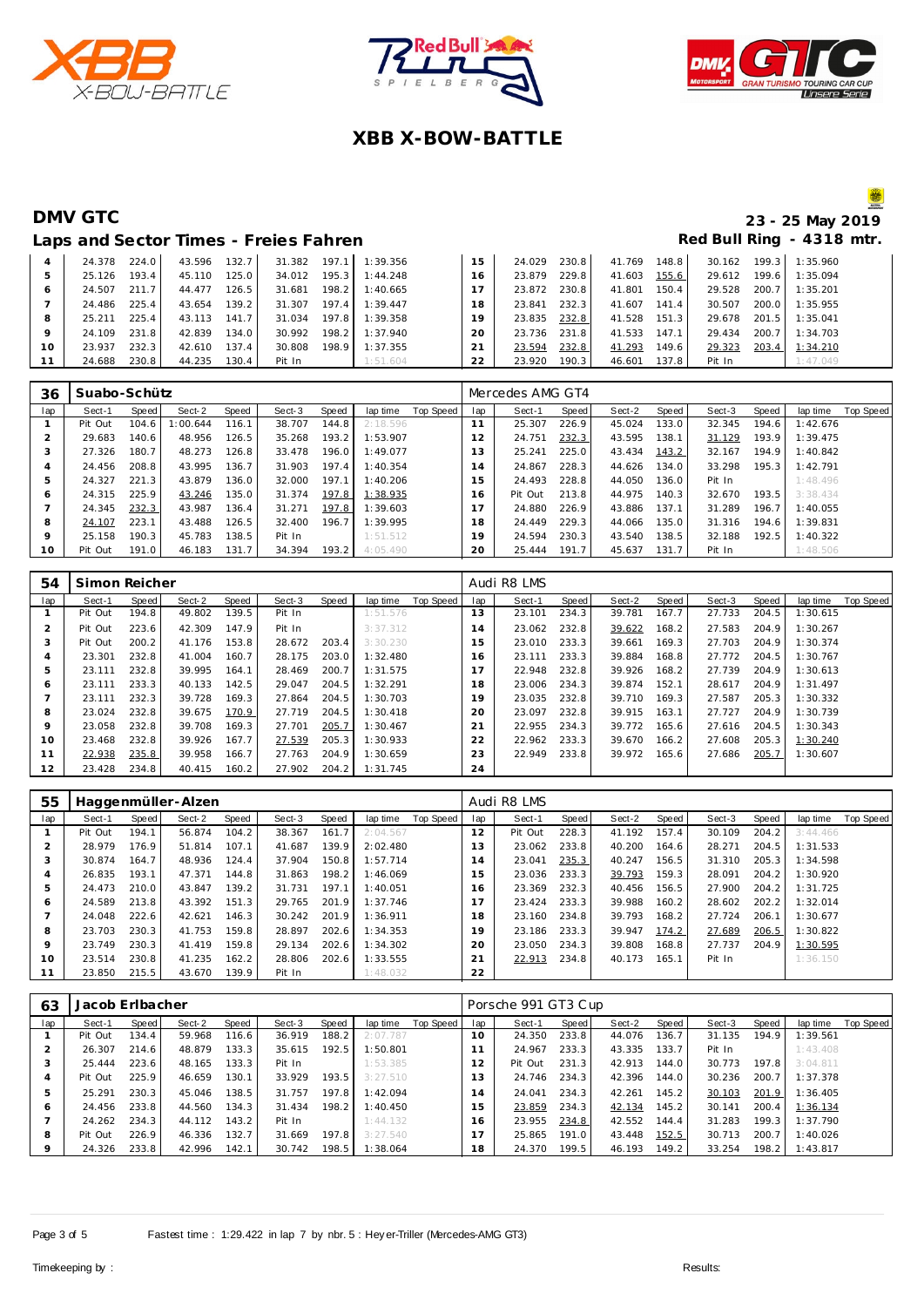# XBB X-BOW-BATTLE

## DMV GTC

**23 - 25 May 2019**

### Laps and Sector Times - Freies Fahren

**Red Bull Ring - 4318 mtr.**

| lap | Sect-1 | Speed | Sect-2 | Speed | Sect-3 | Speed | lap time | Top Speed | lap | Sect-1 | Speed | Sect-2 | Speed | Sect-3 | Speed | lap time | Top Speed |
|---|---|---|---|---|---|---|---|---|---|---|---|---|---|---|---|---|---|
| 4 | 24.378 | 224.0 | 43.596 | 132.7 | 31.382 | 197.1 | 1:39.356 | | 15 | 24.029 | 230.8 | 41.769 | 148.8 | 30.162 | 199.3 | 1:35.960 | |
| 5 | 25.126 | 193.4 | 45.110 | 125.0 | 34.012 | 195.3 | 1:44.248 | | 16 | 23.879 | 229.8 | 41.603 | 155.6 | 29.612 | 199.6 | 1:35.094 | |
| 6 | 24.507 | 211.7 | 44.477 | 126.5 | 31.681 | 198.2 | 1:40.665 | | 17 | 23.872 | 230.8 | 41.801 | 150.4 | 29.528 | 200.7 | 1:35.201 | |
| 7 | 24.486 | 225.4 | 43.654 | 139.2 | 31.307 | 197.4 | 1:39.447 | | 18 | 23.841 | 232.3 | 41.607 | 141.4 | 30.507 | 200.0 | 1:35.955 | |
| 8 | 25.211 | 225.4 | 43.113 | 141.7 | 31.034 | 197.8 | 1:39.358 | | 19 | 23.835 | 232.8 | 41.528 | 151.3 | 29.678 | 201.5 | 1:35.041 | |
| 9 | 24.109 | 231.8 | 42.839 | 134.0 | 30.992 | 198.2 | 1:37.940 | | 20 | 23.736 | 231.8 | 41.533 | 147.1 | 29.434 | 200.7 | 1:34.703 | |
| 10 | 23.937 | 232.3 | 42.610 | 137.4 | 30.808 | 198.9 | 1:37.355 | | 21 | 23.594 | 232.8 | 41.293 | 149.6 | 29.323 | 203.4 | 1:34.210 | |
| 11 | 24.688 | 230.8 | 44.235 | 130.4 | Pit In | | 1:51.604 | | 22 | 23.920 | 190.3 | 46.601 | 137.8 | Pit In | | 1:47.049 | |

**36 Suabo-Schütz** — Mercedes AMG GT4

| lap | Sect-1 | Speed | Sect-2 | Speed | Sect-3 | Speed | lap time | Top Speed | lap | Sect-1 | Speed | Sect-2 | Speed | Sect-3 | Speed | lap time | Top Speed |
|---|---|---|---|---|---|---|---|---|---|---|---|---|---|---|---|---|---|
| 1 | Pit Out | 104.6 | 1:00.644 | 116.1 | 38.707 | 144.8 | 2:18.596 | | 11 | 25.307 | 226.9 | 45.024 | 133.0 | 32.345 | 194.6 | 1:42.676 | |
| 2 | 29.683 | 140.6 | 48.956 | 126.5 | 35.268 | 193.2 | 1:53.907 | | 12 | 24.751 | 232.3 | 43.595 | 138.1 | 31.129 | 193.9 | 1:39.475 | |
| 3 | 27.326 | 180.7 | 48.273 | 126.8 | 33.478 | 196.0 | 1:49.077 | | 13 | 25.241 | 225.0 | 43.434 | 143.2 | 32.167 | 194.9 | 1:40.842 | |
| 4 | 24.456 | 208.8 | 43.995 | 136.7 | 31.903 | 197.4 | 1:40.354 | | 14 | 24.867 | 228.3 | 44.626 | 134.0 | 33.298 | 195.3 | 1:42.791 | |
| 5 | 24.327 | 221.3 | 43.879 | 136.0 | 32.000 | 197.1 | 1:40.206 | | 15 | 24.493 | 228.8 | 44.050 | 136.0 | Pit In | | 1:48.496 | |
| 6 | 24.315 | 225.9 | 43.246 | 135.0 | 31.374 | 197.8 | 1:38.935 | | 16 | Pit Out | 213.8 | 44.975 | 140.3 | 32.670 | 193.5 | 3:38.434 | |
| 7 | 24.345 | 232.3 | 43.987 | 136.4 | 31.271 | 197.8 | 1:39.603 | | 17 | 24.880 | 226.9 | 43.886 | 137.1 | 31.289 | 196.7 | 1:40.055 | |
| 8 | 24.107 | 223.1 | 43.488 | 126.5 | 32.400 | 196.7 | 1:39.995 | | 18 | 24.449 | 229.3 | 44.066 | 135.0 | 31.316 | 194.6 | 1:39.831 | |
| 9 | 25.158 | 190.3 | 45.783 | 138.5 | Pit In | | 1:51.512 | | 19 | 24.594 | 230.3 | 43.540 | 138.5 | 32.188 | 192.5 | 1:40.322 | |
| 10 | Pit Out | 191.0 | 46.183 | 131.7 | 34.394 | 193.2 | 4:05.490 | | 20 | 25.444 | 191.7 | 45.637 | 131.7 | Pit In | | 1:48.506 | |

**54 Simon Reicher** — Audi R8 LMS

| lap | Sect-1 | Speed | Sect-2 | Speed | Sect-3 | Speed | lap time | Top Speed | lap | Sect-1 | Speed | Sect-2 | Speed | Sect-3 | Speed | lap time | Top Speed |
|---|---|---|---|---|---|---|---|---|---|---|---|---|---|---|---|---|---|
| 1 | Pit Out | 194.8 | 49.802 | 139.5 | Pit In | | 1:51.576 | | 13 | 23.101 | 234.3 | 39.781 | 167.7 | 27.733 | 204.5 | 1:30.615 | |
| 2 | Pit Out | 223.6 | 42.309 | 147.9 | Pit In | | 3:37.312 | | 14 | 23.062 | 232.8 | 39.622 | 168.2 | 27.583 | 204.9 | 1:30.267 | |
| 3 | Pit Out | 200.2 | 41.176 | 153.8 | 28.672 | 203.4 | 3:30.230 | | 15 | 23.010 | 233.3 | 39.661 | 169.3 | 27.703 | 204.9 | 1:30.374 | |
| 4 | 23.301 | 232.8 | 41.004 | 160.7 | 28.175 | 203.0 | 1:32.480 | | 16 | 23.111 | 233.3 | 39.884 | 168.8 | 27.772 | 204.5 | 1:30.767 | |
| 5 | 23.111 | 232.8 | 39.995 | 164.1 | 28.469 | 200.7 | 1:31.575 | | 17 | 22.948 | 232.8 | 39.926 | 168.2 | 27.739 | 204.9 | 1:30.613 | |
| 6 | 23.111 | 233.3 | 40.133 | 142.5 | 29.047 | 204.5 | 1:32.291 | | 18 | 23.006 | 234.3 | 39.874 | 152.1 | 28.617 | 204.9 | 1:31.497 | |
| 7 | 23.111 | 232.3 | 39.728 | 169.3 | 27.864 | 204.5 | 1:30.703 | | 19 | 23.035 | 232.8 | 39.710 | 169.3 | 27.587 | 205.3 | 1:30.332 | |
| 8 | 23.024 | 232.8 | 39.675 | 170.9 | 27.719 | 204.5 | 1:30.418 | | 20 | 23.097 | 232.8 | 39.915 | 163.1 | 27.727 | 204.9 | 1:30.739 | |
| 9 | 23.058 | 232.8 | 39.708 | 169.3 | 27.701 | 205.7 | 1:30.467 | | 21 | 22.955 | 234.3 | 39.772 | 165.6 | 27.616 | 204.5 | 1:30.343 | |
| 10 | 23.468 | 232.8 | 39.926 | 167.7 | 27.539 | 205.3 | 1:30.933 | | 22 | 22.962 | 233.3 | 39.670 | 166.2 | 27.608 | 205.3 | 1:30.240 | |
| 11 | 22.938 | 235.8 | 39.958 | 166.7 | 27.763 | 204.9 | 1:30.659 | | 23 | 22.949 | 233.8 | 39.972 | 165.6 | 27.686 | 205.7 | 1:30.607 | |
| 12 | 23.428 | 234.8 | 40.415 | 160.2 | 27.902 | 204.2 | 1:31.745 | | 24 | | | | | | | | |

**55 Haggenmüller-Alzen** — Audi R8 LMS

| lap | Sect-1 | Speed | Sect-2 | Speed | Sect-3 | Speed | lap time | Top Speed | lap | Sect-1 | Speed | Sect-2 | Speed | Sect-3 | Speed | lap time | Top Speed |
|---|---|---|---|---|---|---|---|---|---|---|---|---|---|---|---|---|---|
| 1 | Pit Out | 194.1 | 56.874 | 104.2 | 38.367 | 161.7 | 2:04.567 | | 12 | Pit Out | 228.3 | 41.192 | 157.4 | 30.109 | 204.2 | 3:44.466 | |
| 2 | 28.979 | 176.9 | 51.814 | 107.1 | 41.687 | 139.9 | 2:02.480 | | 13 | 23.062 | 233.8 | 40.200 | 164.6 | 28.271 | 204.5 | 1:31.533 | |
| 3 | 30.874 | 164.7 | 48.936 | 124.4 | 37.904 | 150.8 | 1:57.714 | | 14 | 23.041 | 235.3 | 40.247 | 156.5 | 31.310 | 205.3 | 1:34.598 | |
| 4 | 26.835 | 193.1 | 47.371 | 144.8 | 31.863 | 198.2 | 1:46.069 | | 15 | 23.036 | 233.3 | 39.793 | 159.3 | 28.091 | 204.2 | 1:30.920 | |
| 5 | 24.473 | 210.0 | 43.847 | 139.2 | 31.731 | 197.1 | 1:40.051 | | 16 | 23.369 | 232.3 | 40.456 | 156.5 | 27.900 | 204.2 | 1:31.725 | |
| 6 | 24.589 | 213.8 | 43.392 | 151.3 | 29.765 | 201.9 | 1:37.746 | | 17 | 23.424 | 233.3 | 39.988 | 160.2 | 28.602 | 202.2 | 1:32.014 | |
| 7 | 24.048 | 222.6 | 42.621 | 146.3 | 30.242 | 201.9 | 1:36.911 | | 18 | 23.160 | 234.8 | 39.793 | 168.2 | 27.724 | 206.1 | 1:30.677 | |
| 8 | 23.703 | 230.3 | 41.753 | 159.8 | 28.897 | 202.6 | 1:34.353 | | 19 | 23.186 | 233.3 | 39.947 | 174.2 | 27.689 | 206.5 | 1:30.822 | |
| 9 | 23.749 | 230.3 | 41.419 | 159.8 | 29.134 | 202.6 | 1:34.302 | | 20 | 23.050 | 234.3 | 39.808 | 168.8 | 27.737 | 204.9 | 1:30.595 | |
| 10 | 23.514 | 230.8 | 41.235 | 162.2 | 28.806 | 202.6 | 1:33.555 | | 21 | 22.913 | 234.8 | 40.173 | 165.1 | Pit In | | 1:36.150 | |
| 11 | 23.850 | 215.5 | 43.670 | 139.9 | Pit In | | 1:48.032 | | 22 | | | | | | | | |

**63 Jacob Erlbacher** — Porsche 991 GT3 Cup

| lap | Sect-1 | Speed | Sect-2 | Speed | Sect-3 | Speed | lap time | Top Speed | lap | Sect-1 | Speed | Sect-2 | Speed | Sect-3 | Speed | lap time | Top Speed |
|---|---|---|---|---|---|---|---|---|---|---|---|---|---|---|---|---|---|
| 1 | Pit Out | 134.4 | 59.968 | 116.6 | 36.919 | 188.2 | 2:07.787 | | 10 | 24.350 | 233.8 | 44.076 | 136.7 | 31.135 | 194.9 | 1:39.561 | |
| 2 | 26.307 | 214.6 | 48.879 | 133.3 | 35.615 | 192.5 | 1:50.801 | | 11 | 24.967 | 233.3 | 43.335 | 133.7 | Pit In | | 1:43.408 | |
| 3 | 25.444 | 223.6 | 48.165 | 133.3 | Pit In | | 1:53.385 | | 12 | Pit Out | 231.3 | 42.913 | 144.0 | 30.773 | 197.8 | 3:04.811 | |
| 4 | Pit Out | 225.9 | 46.659 | 130.1 | 33.929 | 193.5 | 3:27.510 | | 13 | 24.746 | 234.3 | 42.396 | 144.0 | 30.236 | 200.7 | 1:37.378 | |
| 5 | 25.291 | 230.3 | 45.046 | 138.5 | 31.757 | 197.8 | 1:42.094 | | 14 | 24.041 | 234.3 | 42.261 | 145.2 | 30.103 | 201.9 | 1:36.405 | |
| 6 | 24.456 | 233.8 | 44.560 | 134.3 | 31.434 | 198.2 | 1:40.450 | | 15 | 23.859 | 234.3 | 42.134 | 145.2 | 30.141 | 200.4 | 1:36.134 | |
| 7 | 24.262 | 234.3 | 44.112 | 143.2 | Pit In | | 1:44.132 | | 16 | 23.955 | 234.8 | 42.552 | 144.4 | 31.283 | 199.3 | 1:37.790 | |
| 8 | Pit Out | 226.9 | 46.336 | 132.7 | 31.669 | 197.8 | 3:27.540 | | 17 | 25.865 | 191.0 | 43.448 | 152.5 | 30.713 | 200.7 | 1:40.026 | |
| 9 | 24.326 | 233.8 | 42.996 | 142.1 | 30.742 | 198.5 | 1:38.064 | | 18 | 24.370 | 199.5 | 46.193 | 149.2 | 33.254 | 198.2 | 1:43.817 | |

Fastest time : 1:29.422 in lap 7 by nbr. 5 : Hey er-Triller (Mercedes-AMG GT3)

Timekeeping by : Results: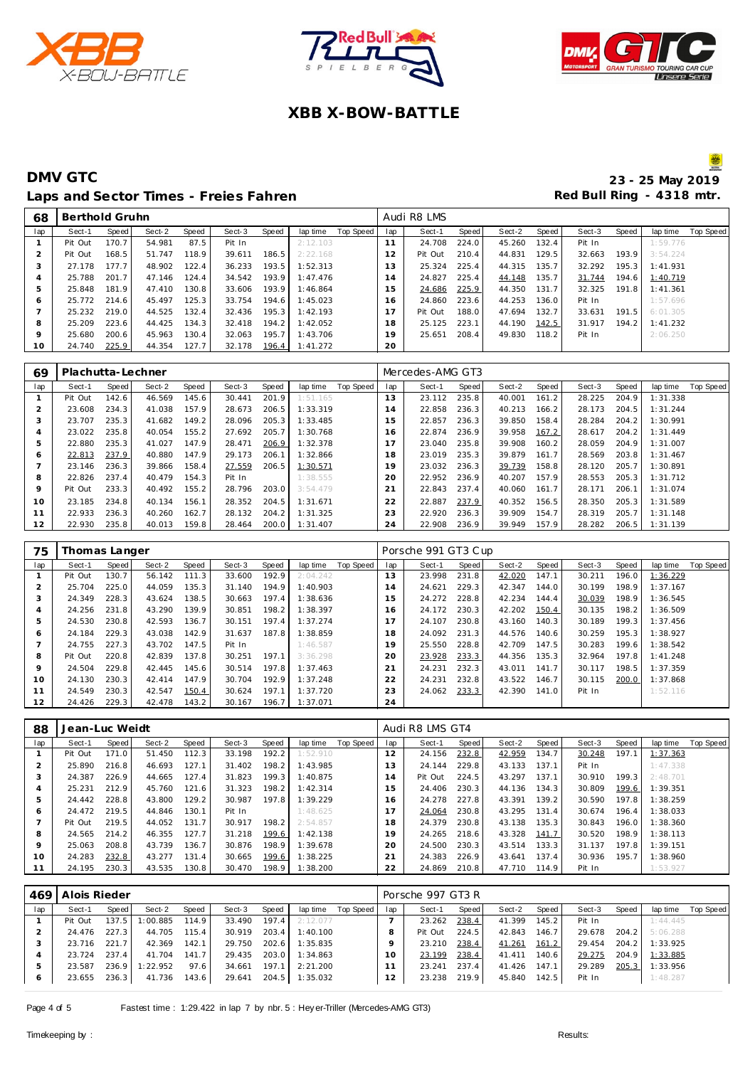# XBB X-BOW-BATTLE

## DMV GTC

**23 - 25 May 2019**

### Laps and Sector Times - Freies Fahren

**Red Bull Ring - 4318 mtr.**

| 68 | Berthold Gruhn | | | | | | | | Audi R8 LMS | | | | | | | | |
|---|---|---|---|---|---|---|---|---|---|---|---|---|---|---|---|---|---|
| lap | Sect-1 | Speed | Sect-2 | Speed | Sect-3 | Speed | lap time | Top Speed | lap | Sect-1 | Speed | Sect-2 | Speed | Sect-3 | Speed | lap time | Top Speed |
| 1 | Pit Out | 170.7 | 54.981 | 87.5 | Pit In | | 2:12.103 | | 11 | 24.708 | 224.0 | 45.260 | 132.4 | Pit In | | 1:59.776 | |
| 2 | Pit Out | 168.5 | 51.747 | 118.9 | 39.611 | 186.5 | 2:22.168 | | 12 | Pit Out | 210.4 | 44.831 | 129.5 | 32.663 | 193.9 | 3:54.224 | |
| 3 | 27.178 | 177.7 | 48.902 | 122.4 | 36.233 | 193.5 | 1:52.313 | | 13 | 25.324 | 225.4 | 44.315 | 135.7 | 32.292 | 195.3 | 1:41.931 | |
| 4 | 25.788 | 201.7 | 47.146 | 124.4 | 34.542 | 193.9 | 1:47.476 | | 14 | 24.827 | 225.4 | 44.148 | 135.7 | 31.744 | 194.6 | 1:40.719 | |
| 5 | 25.848 | 181.9 | 47.410 | 130.8 | 33.606 | 193.9 | 1:46.864 | | 15 | 24.686 | 225.9 | 44.350 | 131.7 | 32.325 | 191.8 | 1:41.361 | |
| 6 | 25.772 | 214.6 | 45.497 | 125.3 | 33.754 | 194.6 | 1:45.023 | | 16 | 24.860 | 223.6 | 44.253 | 136.0 | Pit In | | 1:57.696 | |
| 7 | 25.232 | 219.0 | 44.525 | 132.4 | 32.436 | 195.3 | 1:42.193 | | 17 | Pit Out | 188.0 | 47.694 | 132.7 | 33.631 | 191.5 | 6:01.305 | |
| 8 | 25.209 | 223.6 | 44.425 | 134.3 | 32.418 | 194.2 | 1:42.052 | | 18 | 25.125 | 223.1 | 44.190 | 142.5 | 31.917 | 194.2 | 1:41.232 | |
| 9 | 25.680 | 200.6 | 45.963 | 130.4 | 32.063 | 195.7 | 1:43.706 | | 19 | 25.651 | 208.4 | 49.830 | 118.2 | Pit In | | 2:06.250 | |
| 10 | 24.740 | 225.9 | 44.354 | 127.7 | 32.178 | 196.4 | 1:41.272 | | 20 | | | | | | | | |

| 69 | Plachutta-Lechner | | | | | | | | Mercedes-AMG GT3 | | | | | | | | |
|---|---|---|---|---|---|---|---|---|---|---|---|---|---|---|---|---|---|
| lap | Sect-1 | Speed | Sect-2 | Speed | Sect-3 | Speed | lap time | Top Speed | lap | Sect-1 | Speed | Sect-2 | Speed | Sect-3 | Speed | lap time | Top Speed |
| 1 | Pit Out | 142.6 | 46.569 | 145.6 | 30.441 | 201.9 | 1:51.165 | | 13 | 23.112 | 235.8 | 40.001 | 161.2 | 28.225 | 204.9 | 1:31.338 | |
| 2 | 23.608 | 234.3 | 41.038 | 157.9 | 28.673 | 206.5 | 1:33.319 | | 14 | 22.858 | 236.3 | 40.213 | 166.2 | 28.173 | 204.5 | 1:31.244 | |
| 3 | 23.707 | 235.3 | 41.682 | 149.2 | 28.096 | 205.3 | 1:33.485 | | 15 | 22.857 | 236.3 | 39.850 | 158.4 | 28.284 | 204.2 | 1:30.991 | |
| 4 | 23.022 | 235.8 | 40.054 | 155.2 | 27.692 | 205.7 | 1:30.768 | | 16 | 22.874 | 236.9 | 39.958 | 167.2 | 28.617 | 204.2 | 1:31.449 | |
| 5 | 22.880 | 235.3 | 41.027 | 147.9 | 28.471 | 206.9 | 1:32.378 | | 17 | 23.040 | 235.8 | 39.908 | 160.2 | 28.059 | 204.9 | 1:31.007 | |
| 6 | 22.813 | 237.9 | 40.880 | 147.9 | 29.173 | 206.1 | 1:32.866 | | 18 | 23.019 | 235.3 | 39.879 | 161.7 | 28.569 | 203.8 | 1:31.467 | |
| 7 | 23.146 | 236.3 | 39.866 | 158.4 | 27.559 | 206.5 | 1:30.571 | | 19 | 23.032 | 236.3 | 39.739 | 158.8 | 28.120 | 205.7 | 1:30.891 | |
| 8 | 22.826 | 237.4 | 40.479 | 154.3 | Pit In | | 1:38.555 | | 20 | 22.952 | 236.9 | 40.207 | 157.9 | 28.553 | 205.3 | 1:31.712 | |
| 9 | Pit Out | 233.3 | 40.492 | 155.2 | 28.796 | 203.0 | 3:54.479 | | 21 | 22.843 | 237.4 | 40.060 | 161.7 | 28.171 | 206.1 | 1:31.074 | |
| 10 | 23.185 | 234.8 | 40.134 | 156.1 | 28.352 | 204.5 | 1:31.671 | | 22 | 22.887 | 237.9 | 40.352 | 156.5 | 28.350 | 205.3 | 1:31.589 | |
| 11 | 22.933 | 236.3 | 40.260 | 162.7 | 28.132 | 204.2 | 1:31.325 | | 23 | 22.920 | 236.3 | 39.909 | 154.7 | 28.319 | 205.7 | 1:31.148 | |
| 12 | 22.930 | 235.8 | 40.013 | 159.8 | 28.464 | 200.0 | 1:31.407 | | 24 | 22.908 | 236.9 | 39.949 | 157.9 | 28.282 | 206.5 | 1:31.139 | |

| 75 | Thomas Langer | | | | | | | | Porsche 991 GT3 Cup | | | | | | | | |
|---|---|---|---|---|---|---|---|---|---|---|---|---|---|---|---|---|---|
| lap | Sect-1 | Speed | Sect-2 | Speed | Sect-3 | Speed | lap time | Top Speed | lap | Sect-1 | Speed | Sect-2 | Speed | Sect-3 | Speed | lap time | Top Speed |
| 1 | Pit Out | 130.7 | 56.142 | 111.3 | 33.600 | 192.9 | 2:04.242 | | 13 | 23.998 | 231.8 | 42.020 | 147.1 | 30.211 | 196.0 | 1:36.229 | |
| 2 | 25.704 | 225.0 | 44.059 | 135.3 | 31.140 | 194.9 | 1:40.903 | | 14 | 24.621 | 229.3 | 42.347 | 144.0 | 30.199 | 198.9 | 1:37.167 | |
| 3 | 24.349 | 228.3 | 43.624 | 138.5 | 30.663 | 197.4 | 1:38.636 | | 15 | 24.272 | 228.8 | 42.234 | 144.4 | 30.039 | 198.9 | 1:36.545 | |
| 4 | 24.256 | 231.8 | 43.290 | 139.9 | 30.851 | 198.2 | 1:38.397 | | 16 | 24.172 | 230.3 | 42.202 | 150.4 | 30.135 | 198.2 | 1:36.509 | |
| 5 | 24.530 | 230.8 | 42.593 | 136.7 | 30.151 | 197.4 | 1:37.274 | | 17 | 24.107 | 230.8 | 43.160 | 140.3 | 30.189 | 199.3 | 1:37.456 | |
| 6 | 24.184 | 229.3 | 43.038 | 142.9 | 31.637 | 187.8 | 1:38.859 | | 18 | 24.092 | 231.3 | 44.576 | 140.6 | 30.259 | 195.3 | 1:38.927 | |
| 7 | 24.755 | 227.3 | 43.702 | 147.5 | Pit In | | 1:46.587 | | 19 | 25.550 | 228.8 | 42.709 | 147.5 | 30.283 | 199.6 | 1:38.542 | |
| 8 | Pit Out | 220.8 | 42.839 | 137.8 | 30.251 | 197.1 | 3:36.298 | | 20 | 23.928 | 233.3 | 44.356 | 135.3 | 32.964 | 197.8 | 1:41.248 | |
| 9 | 24.504 | 229.8 | 42.445 | 145.6 | 30.514 | 197.8 | 1:37.463 | | 21 | 24.231 | 232.3 | 43.011 | 141.7 | 30.117 | 198.5 | 1:37.359 | |
| 10 | 24.130 | 230.3 | 42.414 | 147.9 | 30.704 | 192.9 | 1:37.248 | | 22 | 24.231 | 232.8 | 43.522 | 146.7 | 30.115 | 200.0 | 1:37.868 | |
| 11 | 24.549 | 230.3 | 42.547 | 150.4 | 30.624 | 197.1 | 1:37.720 | | 23 | 24.062 | 233.3 | 42.390 | 141.0 | Pit In | | 1:52.116 | |
| 12 | 24.426 | 229.3 | 42.478 | 143.2 | 30.167 | 196.7 | 1:37.071 | | 24 | | | | | | | | |

| 88 | Jean-Luc Weidt | | | | | | | | Audi R8 LMS GT4 | | | | | | | | |
|---|---|---|---|---|---|---|---|---|---|---|---|---|---|---|---|---|---|
| lap | Sect-1 | Speed | Sect-2 | Speed | Sect-3 | Speed | lap time | Top Speed | lap | Sect-1 | Speed | Sect-2 | Speed | Sect-3 | Speed | lap time | Top Speed |
| 1 | Pit Out | 171.0 | 51.450 | 112.3 | 33.198 | 192.2 | 1:52.910 | | 12 | 24.156 | 232.8 | 42.959 | 134.7 | 30.248 | 197.1 | 1:37.363 | |
| 2 | 25.890 | 216.8 | 46.693 | 127.1 | 31.402 | 198.2 | 1:43.985 | | 13 | 24.144 | 229.8 | 43.133 | 137.1 | Pit In | | 1:47.338 | |
| 3 | 24.387 | 226.9 | 44.665 | 127.4 | 31.823 | 199.3 | 1:40.875 | | 14 | Pit Out | 224.5 | 43.297 | 137.1 | 30.910 | 199.3 | 2:48.701 | |
| 4 | 25.231 | 212.9 | 45.760 | 121.6 | 31.323 | 198.2 | 1:42.314 | | 15 | 24.406 | 230.3 | 44.136 | 134.3 | 30.809 | 199.6 | 1:39.351 | |
| 5 | 24.442 | 228.8 | 43.800 | 129.2 | 30.987 | 197.8 | 1:39.229 | | 16 | 24.278 | 227.8 | 43.391 | 139.2 | 30.590 | 197.8 | 1:38.259 | |
| 6 | 24.472 | 219.5 | 44.846 | 130.1 | Pit In | | 1:48.625 | | 17 | 24.064 | 230.8 | 43.295 | 131.4 | 30.674 | 196.4 | 1:38.033 | |
| 7 | Pit Out | 219.5 | 44.052 | 131.7 | 30.917 | 198.2 | 2:54.857 | | 18 | 24.379 | 230.8 | 43.138 | 135.3 | 30.843 | 196.0 | 1:38.360 | |
| 8 | 24.565 | 214.2 | 46.355 | 127.7 | 31.218 | 199.6 | 1:42.138 | | 19 | 24.265 | 218.6 | 43.328 | 141.7 | 30.520 | 198.9 | 1:38.113 | |
| 9 | 25.063 | 208.8 | 43.739 | 136.7 | 30.876 | 198.9 | 1:39.678 | | 20 | 24.500 | 230.3 | 43.514 | 133.3 | 31.137 | 197.8 | 1:39.151 | |
| 10 | 24.283 | 232.8 | 43.277 | 131.4 | 30.665 | 199.6 | 1:38.225 | | 21 | 24.383 | 226.9 | 43.641 | 137.4 | 30.936 | 195.7 | 1:38.960 | |
| 11 | 24.195 | 230.3 | 43.535 | 130.8 | 30.470 | 198.9 | 1:38.200 | | 22 | 24.869 | 210.8 | 47.710 | 114.9 | Pit In | | 1:53.927 | |

| 469 | Alois Rieder | | | | | | | | Porsche 997 GT3 R | | | | | | | | |
|---|---|---|---|---|---|---|---|---|---|---|---|---|---|---|---|---|---|
| lap | Sect-1 | Speed | Sect-2 | Speed | Sect-3 | Speed | lap time | Top Speed | lap | Sect-1 | Speed | Sect-2 | Speed | Sect-3 | Speed | lap time | Top Speed |
| 1 | Pit Out | 137.5 | 1:00.885 | 114.9 | 33.490 | 197.4 | 2:12.077 | | 7 | 23.262 | 238.4 | 41.399 | 145.2 | Pit In | | 1:44.445 | |
| 2 | 24.476 | 227.3 | 44.705 | 115.4 | 30.919 | 203.4 | 1:40.100 | | 8 | Pit Out | 224.5 | 42.843 | 146.7 | 29.678 | 204.2 | 5:06.288 | |
| 3 | 23.716 | 221.7 | 42.369 | 142.1 | 29.750 | 202.6 | 1:35.835 | | 9 | 23.210 | 238.4 | 41.261 | 161.2 | 29.454 | 204.2 | 1:33.925 | |
| 4 | 23.724 | 237.4 | 41.704 | 141.7 | 29.435 | 203.0 | 1:34.863 | | 10 | 23.199 | 238.4 | 41.411 | 140.6 | 29.275 | 204.9 | 1:33.885 | |
| 5 | 23.587 | 236.9 | 1:22.952 | 97.6 | 34.661 | 197.1 | 2:21.200 | | 11 | 23.241 | 237.4 | 41.426 | 147.1 | 29.289 | 205.3 | 1:33.956 | |
| 6 | 23.655 | 236.3 | 41.736 | 143.6 | 29.641 | 204.5 | 1:35.032 | | 12 | 23.238 | 219.9 | 45.840 | 142.5 | Pit In | | 1:48.287 | |

Fastest time : 1:29.422 in lap 7 by nbr. 5 : Heyer-Triller (Mercedes-AMG GT3)

Timekeeping by : Results: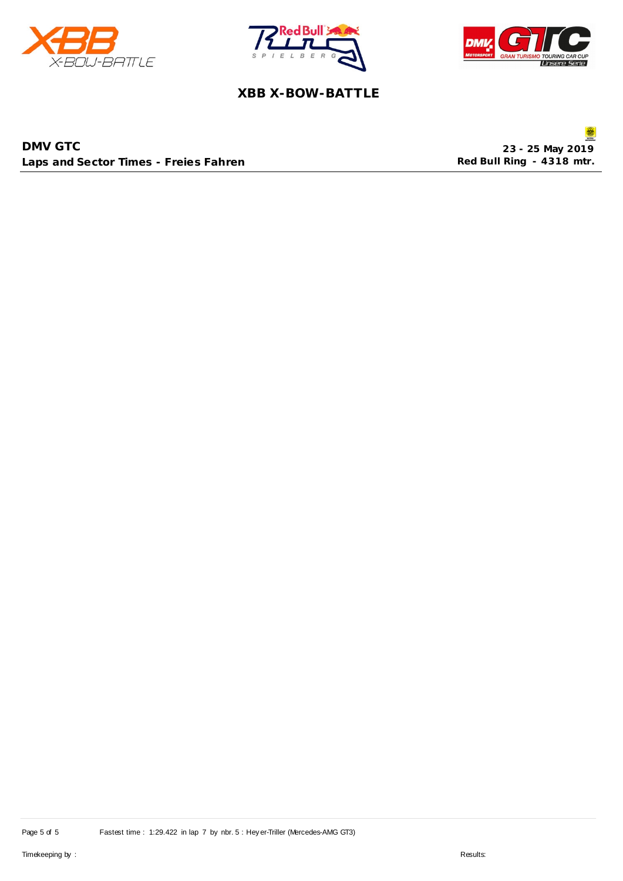# XBB X-BOW-BATTLE

**DMV GTC**

**Laps and Sector Times - Freies Fahren**

**23 - 25 May 2019**

**Red Bull Ring - 4318 mtr.**

Fastest time : 1:29.422 in lap 7 by nbr. 5 : Heyer-Triller (Mercedes-AMG GT3)

Timekeeping by :

Results: